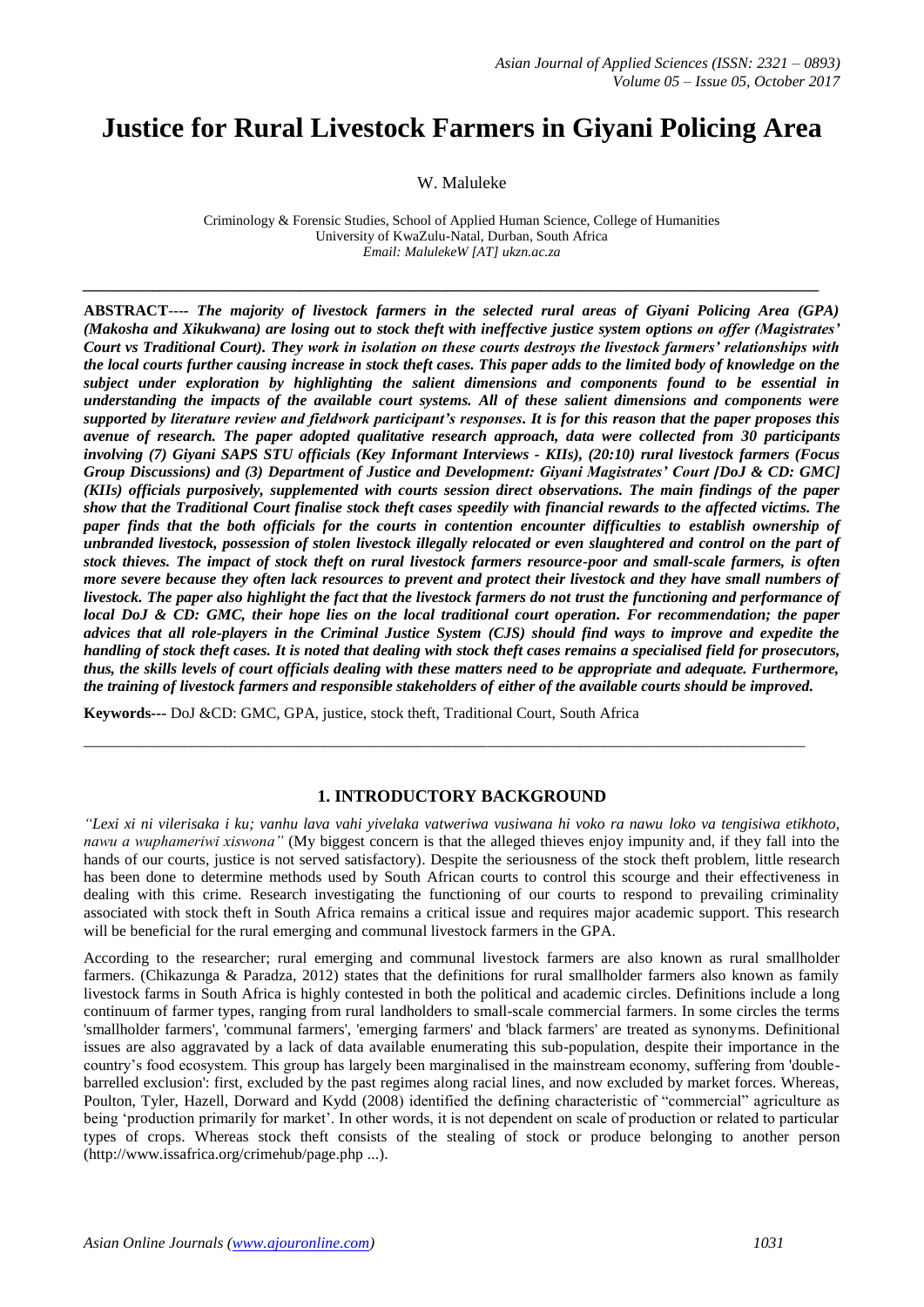# Justice for Rural Livestock Farmers in Giyani Policing Area

W. Maluleke

Criminology & Forensic Studies, School of Applied Human Science, College of Humanities
University of KwaZulu-Natal, Durban, South Africa
*Email: MalulekeW [AT] ukzn.ac.za*

---

**ABSTRACT----** ***The majority of livestock farmers in the selected rural areas of Giyani Policing Area (GPA) (Makosha and Xikukwana) are losing out to stock theft with ineffective justice system options on offer (Magistrates' Court vs Traditional Court). They work in isolation on these courts destroys the livestock farmers' relationships with the local courts further causing increase in stock theft cases. This paper adds to the limited body of knowledge on the subject under exploration by highlighting the salient dimensions and components found to be essential in understanding the impacts of the available court systems. All of these salient dimensions and components were supported by literature review and fieldwork participant's responses. It is for this reason that the paper proposes this avenue of research. The paper adopted qualitative research approach, data were collected from 30 participants involving (7) Giyani SAPS STU officials (Key Informant Interviews - KIIs), (20:10) rural livestock farmers (Focus Group Discussions) and (3) Department of Justice and Development: Giyani Magistrates' Court [DoJ & CD: GMC] (KIIs) officials purposively, supplemented with courts session direct observations. The main findings of the paper show that the Traditional Court finalise stock theft cases speedily with financial rewards to the affected victims. The paper finds that the both officials for the courts in contention encounter difficulties to establish ownership of unbranded livestock, possession of stolen livestock illegally relocated or even slaughtered and control on the part of stock thieves. The impact of stock theft on rural livestock farmers resource-poor and small-scale farmers, is often more severe because they often lack resources to prevent and protect their livestock and they have small numbers of livestock. The paper also highlight the fact that the livestock farmers do not trust the functioning and performance of local DoJ & CD: GMC, their hope lies on the local traditional court operation. For recommendation; the paper advices that all role-players in the Criminal Justice System (CJS) should find ways to improve and expedite the handling of stock theft cases. It is noted that dealing with stock theft cases remains a specialised field for prosecutors, thus, the skills levels of court officials dealing with these matters need to be appropriate and adequate. Furthermore, the training of livestock farmers and responsible stakeholders of either of the available courts should be improved.***

**Keywords---** DoJ &CD: GMC, GPA, justice, stock theft, Traditional Court, South Africa

---

## 1. INTRODUCTORY BACKGROUND

*"Lexi xi ni vilerisaka i ku; vanhu lava vahi yivelaka vatweriwa vusiwana hi voko ra nawu loko va tengisiwa etikhoto, nawu a wuphameriwi xiswona"* (My biggest concern is that the alleged thieves enjoy impunity and, if they fall into the hands of our courts, justice is not served satisfactory). Despite the seriousness of the stock theft problem, little research has been done to determine methods used by South African courts to control this scourge and their effectiveness in dealing with this crime. Research investigating the functioning of our courts to respond to prevailing criminality associated with stock theft in South Africa remains a critical issue and requires major academic support. This research will be beneficial for the rural emerging and communal livestock farmers in the GPA.

According to the researcher; rural emerging and communal livestock farmers are also known as rural smallholder farmers. (Chikazunga & Paradza, 2012) states that the definitions for rural smallholder farmers also known as family livestock farms in South Africa is highly contested in both the political and academic circles. Definitions include a long continuum of farmer types, ranging from rural landholders to small-scale commercial farmers. In some circles the terms 'smallholder farmers', 'communal farmers', 'emerging farmers' and 'black farmers' are treated as synonyms. Definitional issues are also aggravated by a lack of data available enumerating this sub-population, despite their importance in the country's food ecosystem. This group has largely been marginalised in the mainstream economy, suffering from 'double-barrelled exclusion': first, excluded by the past regimes along racial lines, and now excluded by market forces. Whereas, Poulton, Tyler, Hazell, Dorward and Kydd (2008) identified the defining characteristic of "commercial" agriculture as being 'production primarily for market'. In other words, it is not dependent on scale of production or related to particular types of crops. Whereas stock theft consists of the stealing of stock or produce belonging to another person (http://www.issafrica.org/crimehub/page.php ...).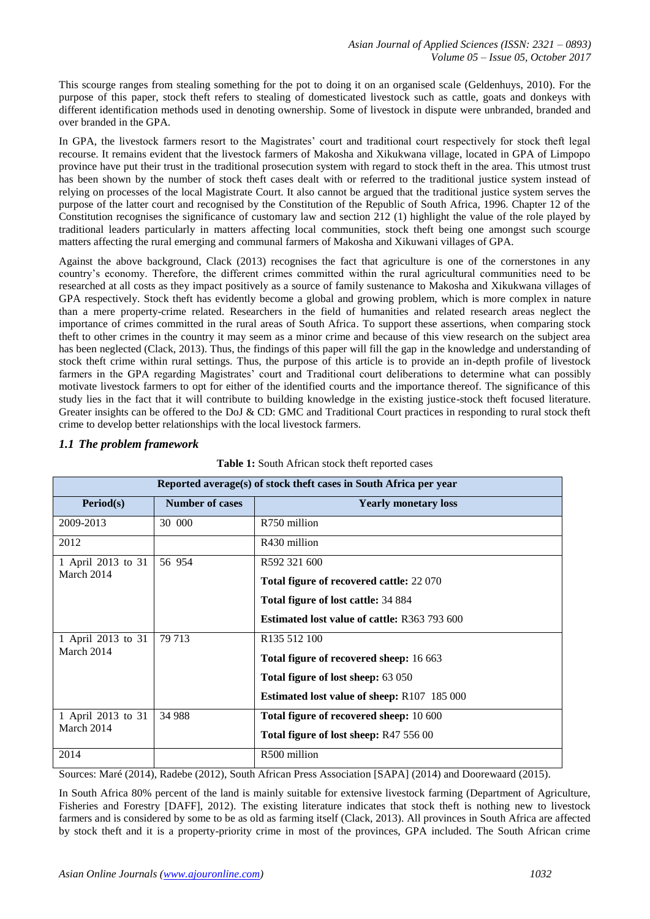This scourge ranges from stealing something for the pot to doing it on an organised scale (Geldenhuys, 2010). For the purpose of this paper, stock theft refers to stealing of domesticated livestock such as cattle, goats and donkeys with different identification methods used in denoting ownership. Some of livestock in dispute were unbranded, branded and over branded in the GPA.

In GPA, the livestock farmers resort to the Magistrates' court and traditional court respectively for stock theft legal recourse. It remains evident that the livestock farmers of Makosha and Xikukwana village, located in GPA of Limpopo province have put their trust in the traditional prosecution system with regard to stock theft in the area. This utmost trust has been shown by the number of stock theft cases dealt with or referred to the traditional justice system instead of relying on processes of the local Magistrate Court. It also cannot be argued that the traditional justice system serves the purpose of the latter court and recognised by the Constitution of the Republic of South Africa, 1996. Chapter 12 of the Constitution recognises the significance of customary law and section 212 (1) highlight the value of the role played by traditional leaders particularly in matters affecting local communities, stock theft being one amongst such scourge matters affecting the rural emerging and communal farmers of Makosha and Xikuwani villages of GPA.

Against the above background, Clack (2013) recognises the fact that agriculture is one of the cornerstones in any country's economy. Therefore, the different crimes committed within the rural agricultural communities need to be researched at all costs as they impact positively as a source of family sustenance to Makosha and Xikukwana villages of GPA respectively. Stock theft has evidently become a global and growing problem, which is more complex in nature than a mere property-crime related. Researchers in the field of humanities and related research areas neglect the importance of crimes committed in the rural areas of South Africa. To support these assertions, when comparing stock theft to other crimes in the country it may seem as a minor crime and because of this view research on the subject area has been neglected (Clack, 2013). Thus, the findings of this paper will fill the gap in the knowledge and understanding of stock theft crime within rural settings. Thus, the purpose of this article is to provide an in-depth profile of livestock farmers in the GPA regarding Magistrates' court and Traditional court deliberations to determine what can possibly motivate livestock farmers to opt for either of the identified courts and the importance thereof. The significance of this study lies in the fact that it will contribute to building knowledge in the existing justice-stock theft focused literature. Greater insights can be offered to the DoJ & CD: GMC and Traditional Court practices in responding to rural stock theft crime to develop better relationships with the local livestock farmers.

### *1.1 The problem framework*

**Table 1:** South African stock theft reported cases

| Reported average(s) of stock theft cases in South Africa per year | | |
|---|---|---|
| **Period(s)** | **Number of cases** | **Yearly monetary loss** |
| 2009-2013 | 30 000 | R750 million |
| 2012 | | R430 million |
| 1 April 2013 to 31 March 2014 | 56 954 | R592 321 600<br>**Total figure of recovered cattle:** 22 070<br>**Total figure of lost cattle:** 34 884<br>**Estimated lost value of cattle:** R363 793 600 |
| 1 April 2013 to 31 March 2014 | 79 713 | R135 512 100<br>**Total figure of recovered sheep:** 16 663<br>**Total figure of lost sheep:** 63 050<br>**Estimated lost value of sheep:** R107 185 000 |
| 1 April 2013 to 31 March 2014 | 34 988 | **Total figure of recovered sheep:** 10 600<br>**Total figure of lost sheep:** R47 556 00 |
| 2014 | | R500 million |

Sources: Maré (2014), Radebe (2012), South African Press Association [SAPA] (2014) and Doorewaard (2015).

In South Africa 80% percent of the land is mainly suitable for extensive livestock farming (Department of Agriculture, Fisheries and Forestry [DAFF], 2012). The existing literature indicates that stock theft is nothing new to livestock farmers and is considered by some to be as old as farming itself (Clack, 2013). All provinces in South Africa are affected by stock theft and it is a property-priority crime in most of the provinces, GPA included. The South African crime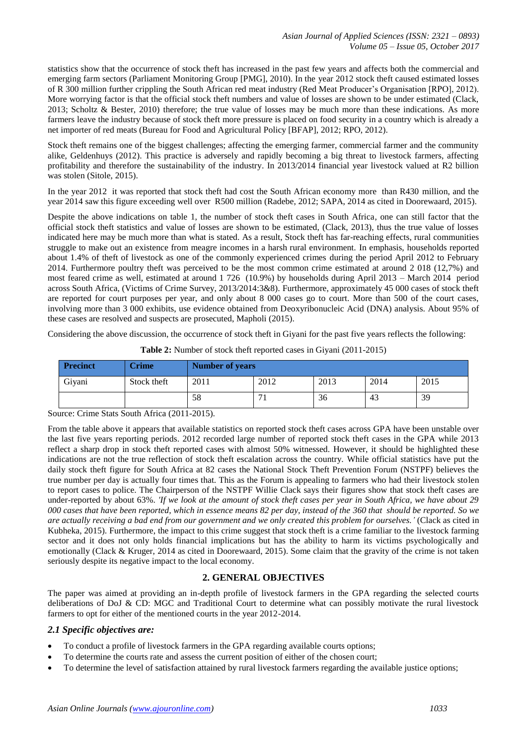statistics show that the occurrence of stock theft has increased in the past few years and affects both the commercial and emerging farm sectors (Parliament Monitoring Group [PMG], 2010). In the year 2012 stock theft caused estimated losses of R 300 million further crippling the South African red meat industry (Red Meat Producer's Organisation [RPO], 2012). More worrying factor is that the official stock theft numbers and value of losses are shown to be under estimated (Clack, 2013; Scholtz & Bester, 2010) therefore; the true value of losses may be much more than these indications. As more farmers leave the industry because of stock theft more pressure is placed on food security in a country which is already a net importer of red meats (Bureau for Food and Agricultural Policy [BFAP], 2012; RPO, 2012).

Stock theft remains one of the biggest challenges; affecting the emerging farmer, commercial farmer and the community alike, Geldenhuys (2012). This practice is adversely and rapidly becoming a big threat to livestock farmers, affecting profitability and therefore the sustainability of the industry. In 2013/2014 financial year livestock valued at R2 billion was stolen (Sitole, 2015).

In the year 2012 it was reported that stock theft had cost the South African economy more than R430 million, and the year 2014 saw this figure exceeding well over R500 million (Radebe, 2012; SAPA, 2014 as cited in Doorewaard, 2015).

Despite the above indications on table 1, the number of stock theft cases in South Africa, one can still factor that the official stock theft statistics and value of losses are shown to be estimated, (Clack, 2013), thus the true value of losses indicated here may be much more than what is stated. As a result, Stock theft has far-reaching effects, rural communities struggle to make out an existence from meagre incomes in a harsh rural environment. In emphasis, households reported about 1.4% of theft of livestock as one of the commonly experienced crimes during the period April 2012 to February 2014. Furthermore poultry theft was perceived to be the most common crime estimated at around 2 018 (12,7%) and most feared crime as well, estimated at around 1 726 (10.9%) by households during April 2013 – March 2014 period across South Africa, (Victims of Crime Survey, 2013/2014:3&8). Furthermore, approximately 45 000 cases of stock theft are reported for court purposes per year, and only about 8 000 cases go to court. More than 500 of the court cases, involving more than 3 000 exhibits, use evidence obtained from Deoxyribonucleic Acid (DNA) analysis. About 95% of these cases are resolved and suspects are prosecuted, Mapholi (2015).

Considering the above discussion, the occurrence of stock theft in Giyani for the past five years reflects the following:

**Table 2:** Number of stock theft reported cases in Giyani (2011-2015)

| Precinct | Crime | Number of years | | | | |
|---|---|---|---|---|---|---|
| Giyani | Stock theft | 2011 | 2012 | 2013 | 2014 | 2015 |
| | | 58 | 71 | 36 | 43 | 39 |

Source: Crime Stats South Africa (2011-2015).

From the table above it appears that available statistics on reported stock theft cases across GPA have been unstable over the last five years reporting periods. 2012 recorded large number of reported stock theft cases in the GPA while 2013 reflect a sharp drop in stock theft reported cases with almost 50% witnessed. However, it should be highlighted these indications are not the true reflection of stock theft escalation across the country. While official statistics have put the daily stock theft figure for South Africa at 82 cases the National Stock Theft Prevention Forum (NSTPF) believes the true number per day is actually four times that. This as the Forum is appealing to farmers who had their livestock stolen to report cases to police. The Chairperson of the NSTPF Willie Clack says their figures show that stock theft cases are under-reported by about 63%. *'If we look at the amount of stock theft cases per year in South Africa, we have about 29 000 cases that have been reported, which in essence means 82 per day, instead of the 360 that should be reported. So we are actually receiving a bad end from our government and we only created this problem for ourselves.'* (Clack as cited in Kubheka, 2015). Furthermore, the impact to this crime suggest that stock theft is a crime familiar to the livestock farming sector and it does not only holds financial implications but has the ability to harm its victims psychologically and emotionally (Clack & Kruger, 2014 as cited in Doorewaard, 2015). Some claim that the gravity of the crime is not taken seriously despite its negative impact to the local economy.

## 2. GENERAL OBJECTIVES

The paper was aimed at providing an in-depth profile of livestock farmers in the GPA regarding the selected courts deliberations of DoJ & CD: MGC and Traditional Court to determine what can possibly motivate the rural livestock farmers to opt for either of the mentioned courts in the year 2012-2014.

### *2.1 Specific objectives are:*

- To conduct a profile of livestock farmers in the GPA regarding available courts options;
- To determine the courts rate and assess the current position of either of the chosen court;
- To determine the level of satisfaction attained by rural livestock farmers regarding the available justice options;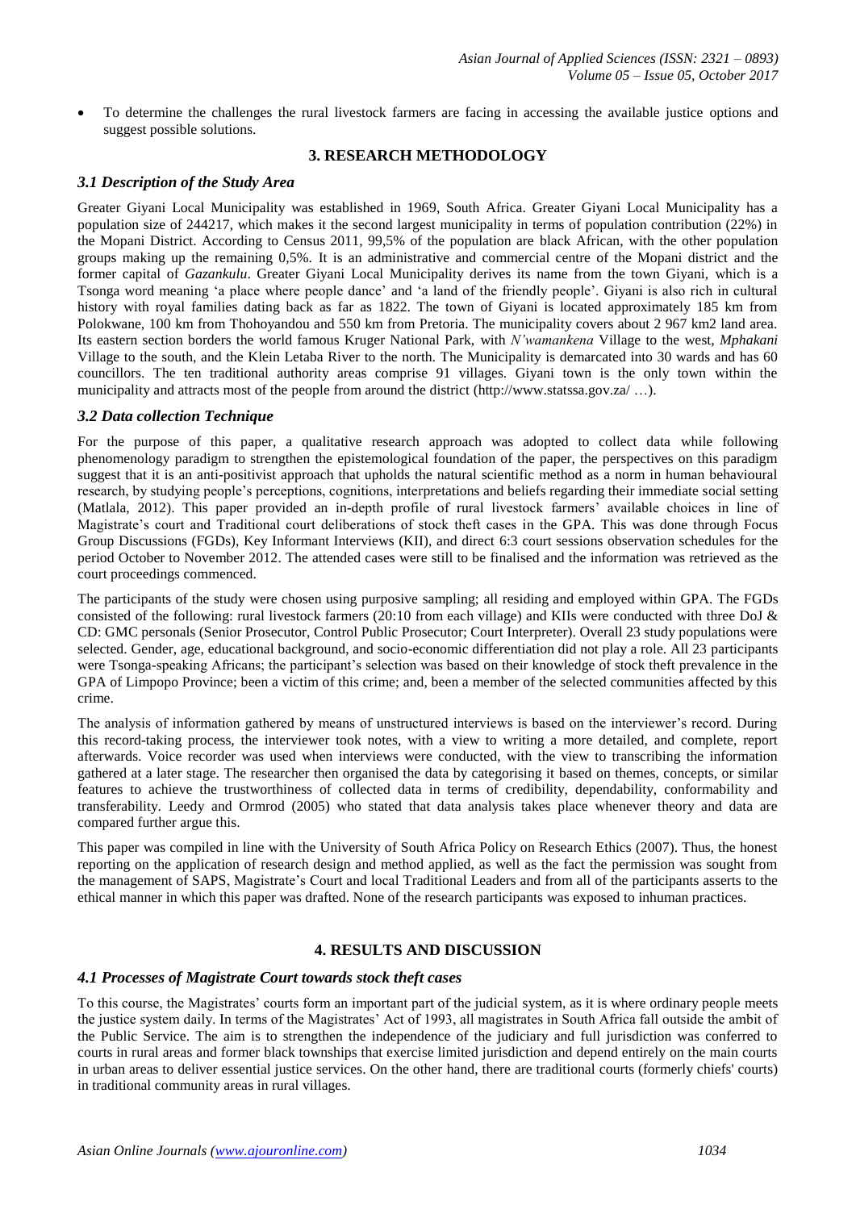- To determine the challenges the rural livestock farmers are facing in accessing the available justice options and suggest possible solutions.

## 3. RESEARCH METHODOLOGY

### *3.1 Description of the Study Area*

Greater Giyani Local Municipality was established in 1969, South Africa. Greater Giyani Local Municipality has a population size of 244217, which makes it the second largest municipality in terms of population contribution (22%) in the Mopani District. According to Census 2011, 99,5% of the population are black African, with the other population groups making up the remaining 0,5%. It is an administrative and commercial centre of the Mopani district and the former capital of *Gazankulu*. Greater Giyani Local Municipality derives its name from the town Giyani, which is a Tsonga word meaning 'a place where people dance' and 'a land of the friendly people'. Giyani is also rich in cultural history with royal families dating back as far as 1822. The town of Giyani is located approximately 185 km from Polokwane, 100 km from Thohoyandou and 550 km from Pretoria. The municipality covers about 2 967 km2 land area. Its eastern section borders the world famous Kruger National Park, with *N'wamankena* Village to the west, *Mphakani* Village to the south, and the Klein Letaba River to the north. The Municipality is demarcated into 30 wards and has 60 councillors. The ten traditional authority areas comprise 91 villages. Giyani town is the only town within the municipality and attracts most of the people from around the district (http://www.statssa.gov.za/ …).

### *3.2 Data collection Technique*

For the purpose of this paper, a qualitative research approach was adopted to collect data while following phenomenology paradigm to strengthen the epistemological foundation of the paper, the perspectives on this paradigm suggest that it is an anti-positivist approach that upholds the natural scientific method as a norm in human behavioural research, by studying people's perceptions, cognitions, interpretations and beliefs regarding their immediate social setting (Matlala, 2012). This paper provided an in-depth profile of rural livestock farmers' available choices in line of Magistrate's court and Traditional court deliberations of stock theft cases in the GPA. This was done through Focus Group Discussions (FGDs), Key Informant Interviews (KII), and direct 6:3 court sessions observation schedules for the period October to November 2012. The attended cases were still to be finalised and the information was retrieved as the court proceedings commenced.

The participants of the study were chosen using purposive sampling; all residing and employed within GPA. The FGDs consisted of the following: rural livestock farmers (20:10 from each village) and KIIs were conducted with three DoJ & CD: GMC personals (Senior Prosecutor, Control Public Prosecutor; Court Interpreter). Overall 23 study populations were selected. Gender, age, educational background, and socio-economic differentiation did not play a role. All 23 participants were Tsonga-speaking Africans; the participant's selection was based on their knowledge of stock theft prevalence in the GPA of Limpopo Province; been a victim of this crime; and, been a member of the selected communities affected by this crime.

The analysis of information gathered by means of unstructured interviews is based on the interviewer's record. During this record-taking process, the interviewer took notes, with a view to writing a more detailed, and complete, report afterwards. Voice recorder was used when interviews were conducted, with the view to transcribing the information gathered at a later stage. The researcher then organised the data by categorising it based on themes, concepts, or similar features to achieve the trustworthiness of collected data in terms of credibility, dependability, conformability and transferability. Leedy and Ormrod (2005) who stated that data analysis takes place whenever theory and data are compared further argue this.

This paper was compiled in line with the University of South Africa Policy on Research Ethics (2007). Thus, the honest reporting on the application of research design and method applied, as well as the fact the permission was sought from the management of SAPS, Magistrate's Court and local Traditional Leaders and from all of the participants asserts to the ethical manner in which this paper was drafted. None of the research participants was exposed to inhuman practices.

## 4. RESULTS AND DISCUSSION

### *4.1 Processes of Magistrate Court towards stock theft cases*

To this course, the Magistrates' courts form an important part of the judicial system, as it is where ordinary people meets the justice system daily. In terms of the Magistrates' Act of 1993, all magistrates in South Africa fall outside the ambit of the Public Service. The aim is to strengthen the independence of the judiciary and full jurisdiction was conferred to courts in rural areas and former black townships that exercise limited jurisdiction and depend entirely on the main courts in urban areas to deliver essential justice services. On the other hand, there are traditional courts (formerly chiefs' courts) in traditional community areas in rural villages.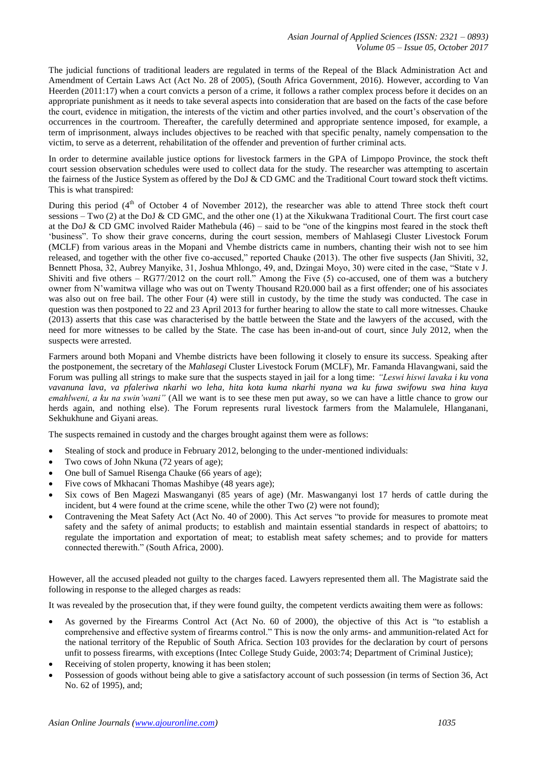The judicial functions of traditional leaders are regulated in terms of the Repeal of the Black Administration Act and Amendment of Certain Laws Act (Act No. 28 of 2005), (South Africa Government, 2016). However, according to Van Heerden (2011:17) when a court convicts a person of a crime, it follows a rather complex process before it decides on an appropriate punishment as it needs to take several aspects into consideration that are based on the facts of the case before the court, evidence in mitigation, the interests of the victim and other parties involved, and the court's observation of the occurrences in the courtroom. Thereafter, the carefully determined and appropriate sentence imposed, for example, a term of imprisonment, always includes objectives to be reached with that specific penalty, namely compensation to the victim, to serve as a deterrent, rehabilitation of the offender and prevention of further criminal acts.

In order to determine available justice options for livestock farmers in the GPA of Limpopo Province, the stock theft court session observation schedules were used to collect data for the study. The researcher was attempting to ascertain the fairness of the Justice System as offered by the DoJ & CD GMC and the Traditional Court toward stock theft victims. This is what transpired:

During this period (4th of October 4 of November 2012), the researcher was able to attend Three stock theft court sessions – Two (2) at the DoJ & CD GMC, and the other one (1) at the Xikukwana Traditional Court. The first court case at the DoJ & CD GMC involved Raider Mathebula (46) – said to be "one of the kingpins most feared in the stock theft 'business". To show their grave concerns, during the court session, members of Mahlasegi Cluster Livestock Forum (MCLF) from various areas in the Mopani and Vhembe districts came in numbers, chanting their wish not to see him released, and together with the other five co-accused," reported Chauke (2013). The other five suspects (Jan Shiviti, 32, Bennett Phosa, 32, Aubrey Manyike, 31, Joshua Mhlongo, 49, and, Dzingai Moyo, 30) were cited in the case, "State v J. Shiviti and five others – RG77/2012 on the court roll." Among the Five (5) co-accused, one of them was a butchery owner from N'wamitwa village who was out on Twenty Thousand R20.000 bail as a first offender; one of his associates was also out on free bail. The other Four (4) were still in custody, by the time the study was conducted. The case in question was then postponed to 22 and 23 April 2013 for further hearing to allow the state to call more witnesses. Chauke (2013) asserts that this case was characterised by the battle between the State and the lawyers of the accused, with the need for more witnesses to be called by the State. The case has been in-and-out of court, since July 2012, when the suspects were arrested.

Farmers around both Mopani and Vhembe districts have been following it closely to ensure its success. Speaking after the postponement, the secretary of the *Mahlasegi* Cluster Livestock Forum (MCLF), Mr. Famanda Hlavangwani, said the Forum was pulling all strings to make sure that the suspects stayed in jail for a long time: *"Leswi hiswi lavaka i ku vona vavanuna lava, va pfaleriwa nkarhi wo leha, hita kota kuma nkarhi nyana wa ku fuwa swifowu swa hina kuya emahlweni, a ku na swin'wani"* (All we want is to see these men put away, so we can have a little chance to grow our herds again, and nothing else). The Forum represents rural livestock farmers from the Malamulele, Hlanganani, Sekhukhune and Giyani areas.

The suspects remained in custody and the charges brought against them were as follows:

- Stealing of stock and produce in February 2012, belonging to the under-mentioned individuals:
- Two cows of John Nkuna (72 years of age);
- One bull of Samuel Risenga Chauke (66 years of age);
- Five cows of Mkhacani Thomas Mashibye (48 years age);
- Six cows of Ben Magezi Maswanganyi (85 years of age) (Mr. Maswanganyi lost 17 herds of cattle during the incident, but 4 were found at the crime scene, while the other Two (2) were not found);
- Contravening the Meat Safety Act (Act No. 40 of 2000). This Act serves "to provide for measures to promote meat safety and the safety of animal products; to establish and maintain essential standards in respect of abattoirs; to regulate the importation and exportation of meat; to establish meat safety schemes; and to provide for matters connected therewith." (South Africa, 2000).

However, all the accused pleaded not guilty to the charges faced. Lawyers represented them all. The Magistrate said the following in response to the alleged charges as reads:

It was revealed by the prosecution that, if they were found guilty, the competent verdicts awaiting them were as follows:

- As governed by the Firearms Control Act (Act No. 60 of 2000), the objective of this Act is "to establish a comprehensive and effective system of firearms control." This is now the only arms- and ammunition-related Act for the national territory of the Republic of South Africa. Section 103 provides for the declaration by court of persons unfit to possess firearms, with exceptions (Intec College Study Guide, 2003:74; Department of Criminal Justice);
- Receiving of stolen property, knowing it has been stolen;
- Possession of goods without being able to give a satisfactory account of such possession (in terms of Section 36, Act No. 62 of 1995), and;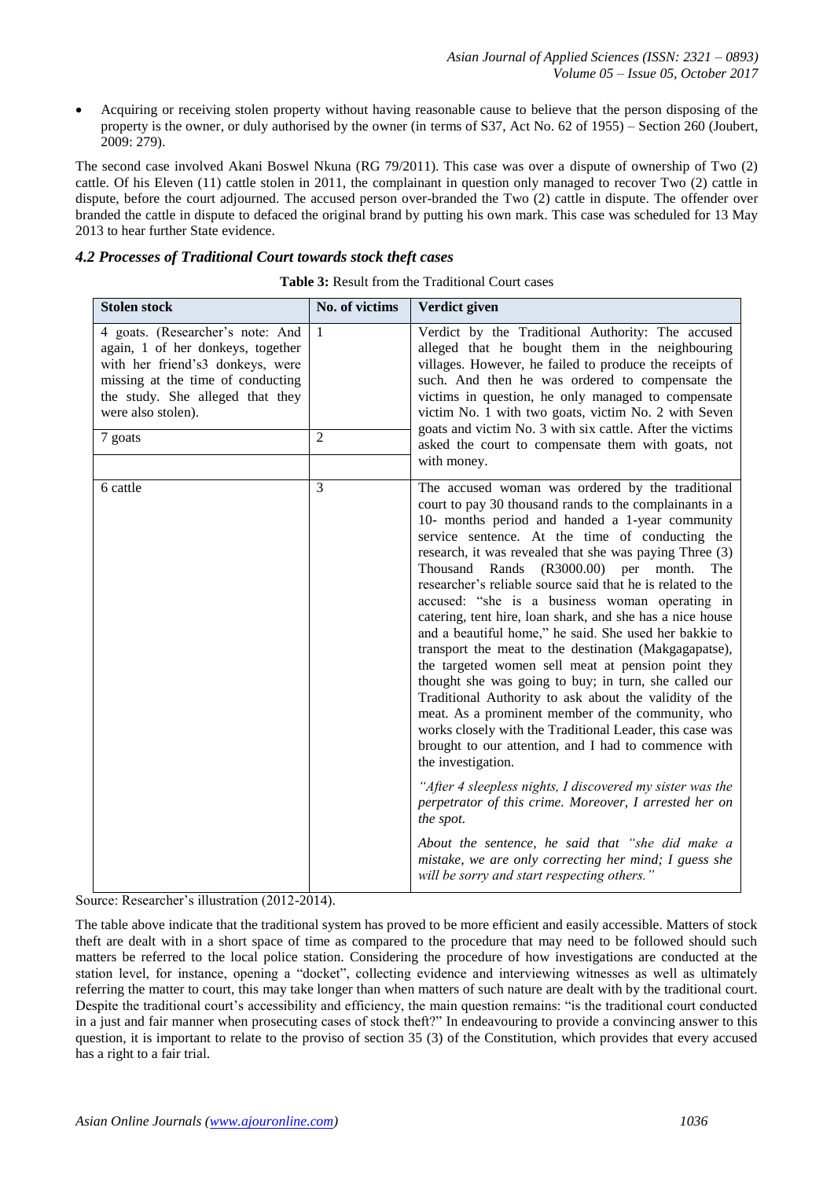- Acquiring or receiving stolen property without having reasonable cause to believe that the person disposing of the property is the owner, or duly authorised by the owner (in terms of S37, Act No. 62 of 1955) – Section 260 (Joubert, 2009: 279).

The second case involved Akani Boswel Nkuna (RG 79/2011). This case was over a dispute of ownership of Two (2) cattle. Of his Eleven (11) cattle stolen in 2011, the complainant in question only managed to recover Two (2) cattle in dispute, before the court adjourned. The accused person over-branded the Two (2) cattle in dispute. The offender over branded the cattle in dispute to defaced the original brand by putting his own mark. This case was scheduled for 13 May 2013 to hear further State evidence.

### *4.2 Processes of Traditional Court towards stock theft cases*

**Table 3:** Result from the Traditional Court cases

| Stolen stock | No. of victims | Verdict given |
|---|---|---|
| 4 goats. (Researcher's note: And again, 1 of her donkeys, together with her friend's3 donkeys, were missing at the time of conducting the study. She alleged that they were also stolen). | 1 | Verdict by the Traditional Authority: The accused alleged that he bought them in the neighbouring villages. However, he failed to produce the receipts of such. And then he was ordered to compensate the victims in question, he only managed to compensate victim No. 1 with two goats, victim No. 2 with Seven goats and victim No. 3 with six cattle. After the victims asked the court to compensate them with goats, not with money. |
| 7 goats | 2 | |
| 6 cattle | 3 | The accused woman was ordered by the traditional court to pay 30 thousand rands to the complainants in a 10- months period and handed a 1-year community service sentence. At the time of conducting the research, it was revealed that she was paying Three (3) Thousand Rands (R3000.00) per month. The researcher's reliable source said that he is related to the accused: "she is a business woman operating in catering, tent hire, loan shark, and she has a nice house and a beautiful home," he said. She used her bakkie to transport the meat to the destination (Makgagapatse), the targeted women sell meat at pension point they thought she was going to buy; in turn, she called our Traditional Authority to ask about the validity of the meat. As a prominent member of the community, who works closely with the Traditional Leader, this case was brought to our attention, and I had to commence with the investigation. *"After 4 sleepless nights, I discovered my sister was the perpetrator of this crime. Moreover, I arrested her on the spot.* *About the sentence, he said that "she did make a mistake, we are only correcting her mind; I guess she will be sorry and start respecting others."* |

Source: Researcher's illustration (2012-2014).

The table above indicate that the traditional system has proved to be more efficient and easily accessible. Matters of stock theft are dealt with in a short space of time as compared to the procedure that may need to be followed should such matters be referred to the local police station. Considering the procedure of how investigations are conducted at the station level, for instance, opening a "docket", collecting evidence and interviewing witnesses as well as ultimately referring the matter to court, this may take longer than when matters of such nature are dealt with by the traditional court. Despite the traditional court's accessibility and efficiency, the main question remains: "is the traditional court conducted in a just and fair manner when prosecuting cases of stock theft?" In endeavouring to provide a convincing answer to this question, it is important to relate to the proviso of section 35 (3) of the Constitution, which provides that every accused has a right to a fair trial.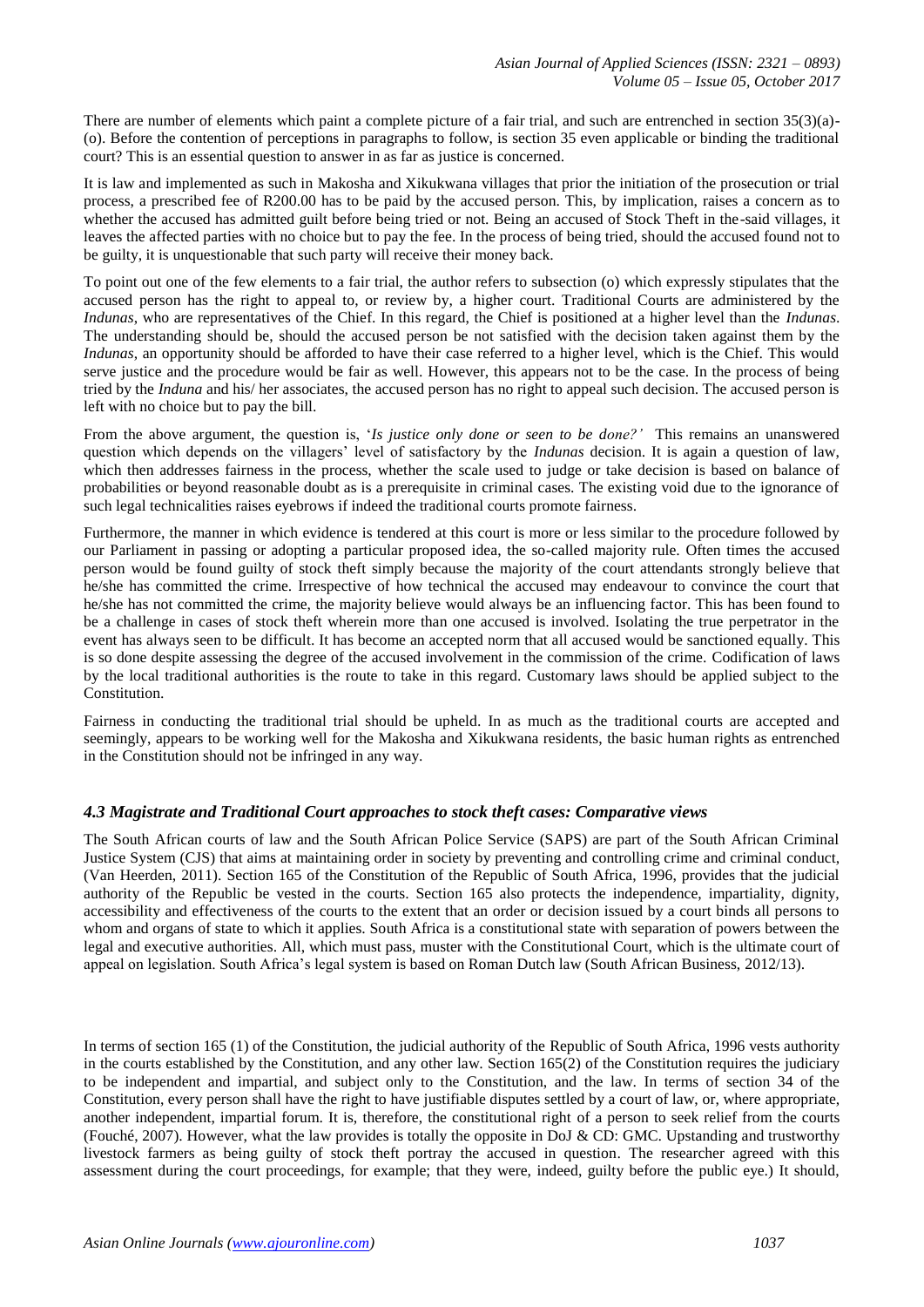There are number of elements which paint a complete picture of a fair trial, and such are entrenched in section 35(3)(a)-(o). Before the contention of perceptions in paragraphs to follow, is section 35 even applicable or binding the traditional court? This is an essential question to answer in as far as justice is concerned.

It is law and implemented as such in Makosha and Xikukwana villages that prior the initiation of the prosecution or trial process, a prescribed fee of R200.00 has to be paid by the accused person. This, by implication, raises a concern as to whether the accused has admitted guilt before being tried or not. Being an accused of Stock Theft in the-said villages, it leaves the affected parties with no choice but to pay the fee. In the process of being tried, should the accused found not to be guilty, it is unquestionable that such party will receive their money back.

To point out one of the few elements to a fair trial, the author refers to subsection (o) which expressly stipulates that the accused person has the right to appeal to, or review by, a higher court. Traditional Courts are administered by the *Indunas*, who are representatives of the Chief. In this regard, the Chief is positioned at a higher level than the *Indunas*. The understanding should be, should the accused person be not satisfied with the decision taken against them by the *Indunas*, an opportunity should be afforded to have their case referred to a higher level, which is the Chief. This would serve justice and the procedure would be fair as well. However, this appears not to be the case. In the process of being tried by the *Induna* and his/ her associates, the accused person has no right to appeal such decision. The accused person is left with no choice but to pay the bill.

From the above argument, the question is, '*Is justice only done or seen to be done?*' This remains an unanswered question which depends on the villagers' level of satisfactory by the *Indunas* decision. It is again a question of law, which then addresses fairness in the process, whether the scale used to judge or take decision is based on balance of probabilities or beyond reasonable doubt as is a prerequisite in criminal cases. The existing void due to the ignorance of such legal technicalities raises eyebrows if indeed the traditional courts promote fairness.

Furthermore, the manner in which evidence is tendered at this court is more or less similar to the procedure followed by our Parliament in passing or adopting a particular proposed idea, the so-called majority rule. Often times the accused person would be found guilty of stock theft simply because the majority of the court attendants strongly believe that he/she has committed the crime. Irrespective of how technical the accused may endeavour to convince the court that he/she has not committed the crime, the majority believe would always be an influencing factor. This has been found to be a challenge in cases of stock theft wherein more than one accused is involved. Isolating the true perpetrator in the event has always seen to be difficult. It has become an accepted norm that all accused would be sanctioned equally. This is so done despite assessing the degree of the accused involvement in the commission of the crime. Codification of laws by the local traditional authorities is the route to take in this regard. Customary laws should be applied subject to the Constitution.

Fairness in conducting the traditional trial should be upheld. In as much as the traditional courts are accepted and seemingly, appears to be working well for the Makosha and Xikukwana residents, the basic human rights as entrenched in the Constitution should not be infringed in any way.

### *4.3 Magistrate and Traditional Court approaches to stock theft cases: Comparative views*

The South African courts of law and the South African Police Service (SAPS) are part of the South African Criminal Justice System (CJS) that aims at maintaining order in society by preventing and controlling crime and criminal conduct, (Van Heerden, 2011). Section 165 of the Constitution of the Republic of South Africa, 1996, provides that the judicial authority of the Republic be vested in the courts. Section 165 also protects the independence, impartiality, dignity, accessibility and effectiveness of the courts to the extent that an order or decision issued by a court binds all persons to whom and organs of state to which it applies. South Africa is a constitutional state with separation of powers between the legal and executive authorities. All, which must pass, muster with the Constitutional Court, which is the ultimate court of appeal on legislation. South Africa's legal system is based on Roman Dutch law (South African Business, 2012/13).

In terms of section 165 (1) of the Constitution, the judicial authority of the Republic of South Africa, 1996 vests authority in the courts established by the Constitution, and any other law. Section 165(2) of the Constitution requires the judiciary to be independent and impartial, and subject only to the Constitution, and the law. In terms of section 34 of the Constitution, every person shall have the right to have justifiable disputes settled by a court of law, or, where appropriate, another independent, impartial forum. It is, therefore, the constitutional right of a person to seek relief from the courts (Fouché, 2007). However, what the law provides is totally the opposite in DoJ & CD: GMC. Upstanding and trustworthy livestock farmers as being guilty of stock theft portray the accused in question. The researcher agreed with this assessment during the court proceedings, for example; that they were, indeed, guilty before the public eye.) It should,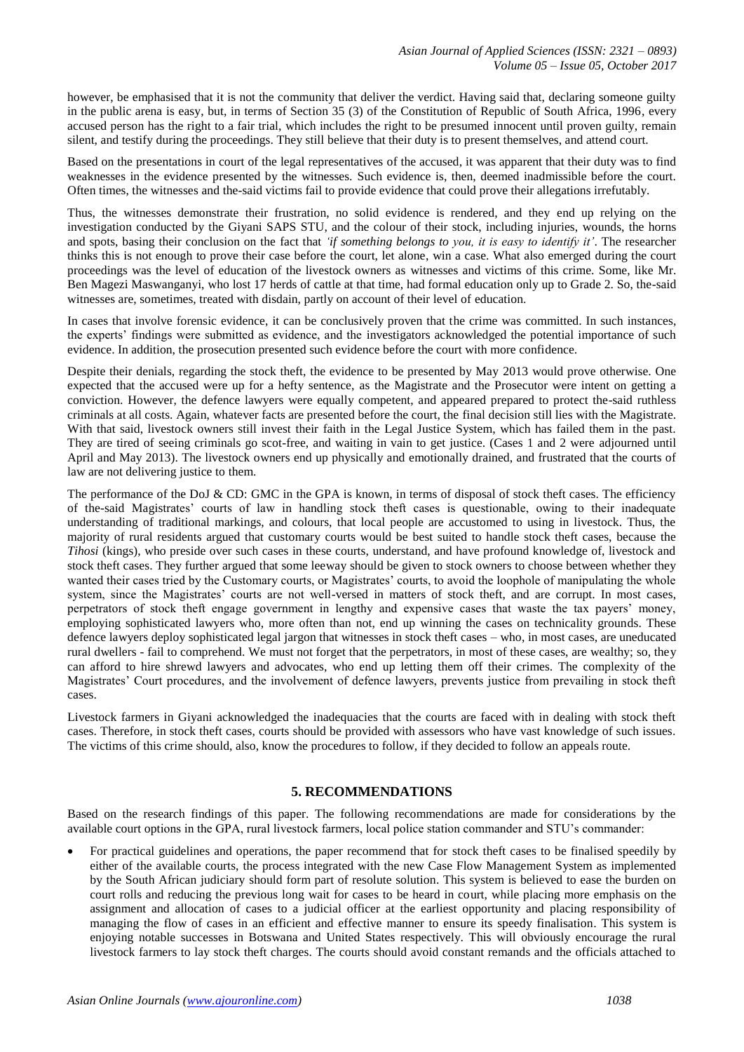however, be emphasised that it is not the community that deliver the verdict. Having said that, declaring someone guilty in the public arena is easy, but, in terms of Section 35 (3) of the Constitution of Republic of South Africa, 1996, every accused person has the right to a fair trial, which includes the right to be presumed innocent until proven guilty, remain silent, and testify during the proceedings. They still believe that their duty is to present themselves, and attend court.

Based on the presentations in court of the legal representatives of the accused, it was apparent that their duty was to find weaknesses in the evidence presented by the witnesses. Such evidence is, then, deemed inadmissible before the court. Often times, the witnesses and the-said victims fail to provide evidence that could prove their allegations irrefutably.

Thus, the witnesses demonstrate their frustration, no solid evidence is rendered, and they end up relying on the investigation conducted by the Giyani SAPS STU, and the colour of their stock, including injuries, wounds, the horns and spots, basing their conclusion on the fact that *'if something belongs to you, it is easy to identify it'*. The researcher thinks this is not enough to prove their case before the court, let alone, win a case. What also emerged during the court proceedings was the level of education of the livestock owners as witnesses and victims of this crime. Some, like Mr. Ben Magezi Maswanganyi, who lost 17 herds of cattle at that time, had formal education only up to Grade 2. So, the-said witnesses are, sometimes, treated with disdain, partly on account of their level of education.

In cases that involve forensic evidence, it can be conclusively proven that the crime was committed. In such instances, the experts' findings were submitted as evidence, and the investigators acknowledged the potential importance of such evidence. In addition, the prosecution presented such evidence before the court with more confidence.

Despite their denials, regarding the stock theft, the evidence to be presented by May 2013 would prove otherwise. One expected that the accused were up for a hefty sentence, as the Magistrate and the Prosecutor were intent on getting a conviction. However, the defence lawyers were equally competent, and appeared prepared to protect the-said ruthless criminals at all costs. Again, whatever facts are presented before the court, the final decision still lies with the Magistrate. With that said, livestock owners still invest their faith in the Legal Justice System, which has failed them in the past. They are tired of seeing criminals go scot-free, and waiting in vain to get justice. (Cases 1 and 2 were adjourned until April and May 2013). The livestock owners end up physically and emotionally drained, and frustrated that the courts of law are not delivering justice to them.

The performance of the DoJ & CD: GMC in the GPA is known, in terms of disposal of stock theft cases. The efficiency of the-said Magistrates' courts of law in handling stock theft cases is questionable, owing to their inadequate understanding of traditional markings, and colours, that local people are accustomed to using in livestock. Thus, the majority of rural residents argued that customary courts would be best suited to handle stock theft cases, because the *Tihosi* (kings), who preside over such cases in these courts, understand, and have profound knowledge of, livestock and stock theft cases. They further argued that some leeway should be given to stock owners to choose between whether they wanted their cases tried by the Customary courts, or Magistrates' courts, to avoid the loophole of manipulating the whole system, since the Magistrates' courts are not well-versed in matters of stock theft, and are corrupt. In most cases, perpetrators of stock theft engage government in lengthy and expensive cases that waste the tax payers' money, employing sophisticated lawyers who, more often than not, end up winning the cases on technicality grounds. These defence lawyers deploy sophisticated legal jargon that witnesses in stock theft cases – who, in most cases, are uneducated rural dwellers - fail to comprehend. We must not forget that the perpetrators, in most of these cases, are wealthy; so, they can afford to hire shrewd lawyers and advocates, who end up letting them off their crimes. The complexity of the Magistrates' Court procedures, and the involvement of defence lawyers, prevents justice from prevailing in stock theft cases.

Livestock farmers in Giyani acknowledged the inadequacies that the courts are faced with in dealing with stock theft cases. Therefore, in stock theft cases, courts should be provided with assessors who have vast knowledge of such issues. The victims of this crime should, also, know the procedures to follow, if they decided to follow an appeals route.

## 5. RECOMMENDATIONS

Based on the research findings of this paper. The following recommendations are made for considerations by the available court options in the GPA, rural livestock farmers, local police station commander and STU's commander:

- For practical guidelines and operations, the paper recommend that for stock theft cases to be finalised speedily by either of the available courts, the process integrated with the new Case Flow Management System as implemented by the South African judiciary should form part of resolute solution. This system is believed to ease the burden on court rolls and reducing the previous long wait for cases to be heard in court, while placing more emphasis on the assignment and allocation of cases to a judicial officer at the earliest opportunity and placing responsibility of managing the flow of cases in an efficient and effective manner to ensure its speedy finalisation. This system is enjoying notable successes in Botswana and United States respectively. This will obviously encourage the rural livestock farmers to lay stock theft charges. The courts should avoid constant remands and the officials attached to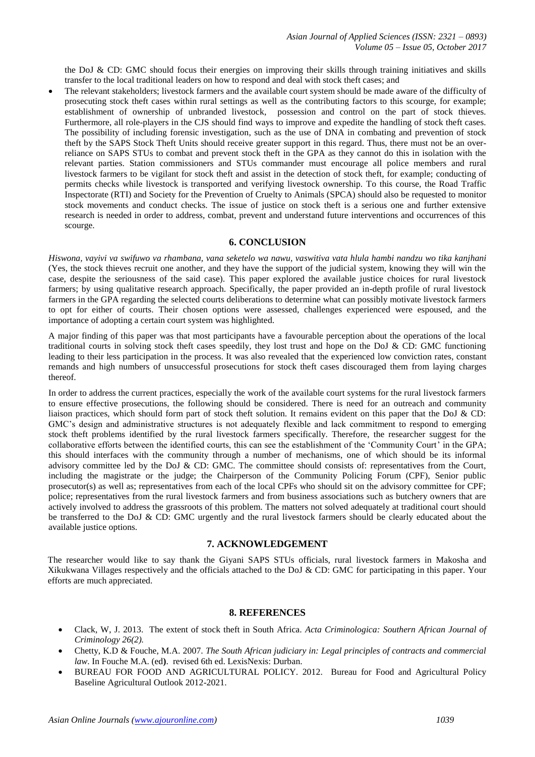the DoJ & CD: GMC should focus their energies on improving their skills through training initiatives and skills transfer to the local traditional leaders on how to respond and deal with stock theft cases; and

- The relevant stakeholders; livestock farmers and the available court system should be made aware of the difficulty of prosecuting stock theft cases within rural settings as well as the contributing factors to this scourge, for example; establishment of ownership of unbranded livestock, possession and control on the part of stock thieves. Furthermore, all role-players in the CJS should find ways to improve and expedite the handling of stock theft cases. The possibility of including forensic investigation, such as the use of DNA in combating and prevention of stock theft by the SAPS Stock Theft Units should receive greater support in this regard. Thus, there must not be an over-reliance on SAPS STUs to combat and prevent stock theft in the GPA as they cannot do this in isolation with the relevant parties. Station commissioners and STUs commander must encourage all police members and rural livestock farmers to be vigilant for stock theft and assist in the detection of stock theft, for example; conducting of permits checks while livestock is transported and verifying livestock ownership. To this course, the Road Traffic Inspectorate (RTI) and Society for the Prevention of Cruelty to Animals (SPCA) should also be requested to monitor stock movements and conduct checks. The issue of justice on stock theft is a serious one and further extensive research is needed in order to address, combat, prevent and understand future interventions and occurrences of this scourge.

## 6. CONCLUSION

*Hiswona, vayivi va swifuwo va rhambana, vana seketelo wa nawu, vaswitiva vata hlula hambi nandzu wo tika kanjhani* (Yes, the stock thieves recruit one another, and they have the support of the judicial system, knowing they will win the case, despite the seriousness of the said case). This paper explored the available justice choices for rural livestock farmers; by using qualitative research approach. Specifically, the paper provided an in-depth profile of rural livestock farmers in the GPA regarding the selected courts deliberations to determine what can possibly motivate livestock farmers to opt for either of courts. Their chosen options were assessed, challenges experienced were espoused, and the importance of adopting a certain court system was highlighted.

A major finding of this paper was that most participants have a favourable perception about the operations of the local traditional courts in solving stock theft cases speedily, they lost trust and hope on the DoJ & CD: GMC functioning leading to their less participation in the process. It was also revealed that the experienced low conviction rates, constant remands and high numbers of unsuccessful prosecutions for stock theft cases discouraged them from laying charges thereof.

In order to address the current practices, especially the work of the available court systems for the rural livestock farmers to ensure effective prosecutions, the following should be considered. There is need for an outreach and community liaison practices, which should form part of stock theft solution. It remains evident on this paper that the DoJ & CD: GMC's design and administrative structures is not adequately flexible and lack commitment to respond to emerging stock theft problems identified by the rural livestock farmers specifically. Therefore, the researcher suggest for the collaborative efforts between the identified courts, this can see the establishment of the 'Community Court' in the GPA; this should interfaces with the community through a number of mechanisms, one of which should be its informal advisory committee led by the DoJ & CD: GMC. The committee should consists of: representatives from the Court, including the magistrate or the judge; the Chairperson of the Community Policing Forum (CPF), Senior public prosecutor(s) as well as; representatives from each of the local CPFs who should sit on the advisory committee for CPF; police; representatives from the rural livestock farmers and from business associations such as butchery owners that are actively involved to address the grassroots of this problem. The matters not solved adequately at traditional court should be transferred to the DoJ & CD: GMC urgently and the rural livestock farmers should be clearly educated about the available justice options.

## 7. ACKNOWLEDGEMENT

The researcher would like to say thank the Giyani SAPS STUs officials, rural livestock farmers in Makosha and Xikukwana Villages respectively and the officials attached to the DoJ & CD: GMC for participating in this paper. Your efforts are much appreciated.

## 8. REFERENCES

- Clack, W, J. 2013. The extent of stock theft in South Africa. *Acta Criminologica: Southern African Journal of Criminology 26(2).*
- Chetty, K.D & Fouche, M.A. 2007. *The South African judiciary in: Legal principles of contracts and commercial law*. In Fouche M.A. (ed**)**. revised 6th ed. LexisNexis: Durban.
- BUREAU FOR FOOD AND AGRICULTURAL POLICY. 2012. Bureau for Food and Agricultural Policy Baseline Agricultural Outlook 2012-2021.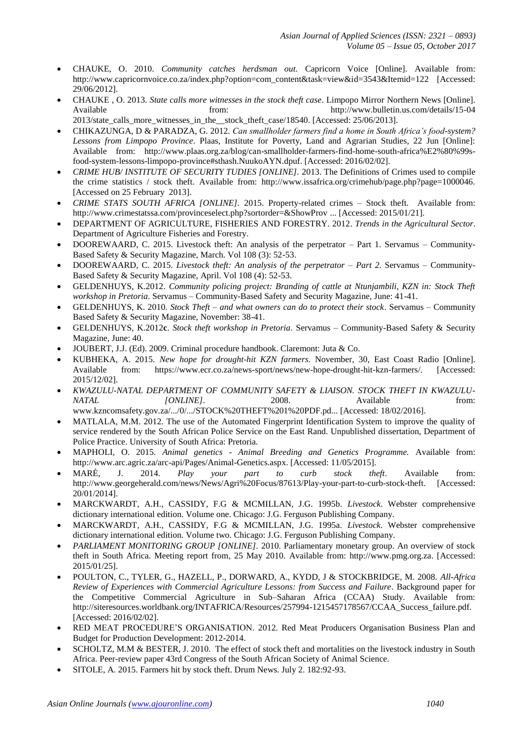- CHAUKE, O. 2010. *Community catches herdsman out.* Capricorn Voice [Online]. Available from: http://www.capricornvoice.co.za/index.php?option=com_content&task=view&id=3543&Itemid=122 [Accessed: 29/06/2012].
- CHAUKE , O. 2013. *State calls more witnesses in the stock theft case*. Limpopo Mirror Northern News [Online]. Available from: http://www.bulletin.us.com/details/15-04 2013/state_calls_more_witnesses_in_the__stock_theft_case/18540. [Accessed: 25/06/2013].
- CHIKAZUNGA, D & PARADZA, G. 2012. *Can smallholder farmers find a home in South Africa's food-system? Lessons from Limpopo Province*. Plaas, Institute for Poverty, Land and Agrarian Studies, 22 Jun [Online]: Available from: http://www.plaas.org.za/blog/can-smallholder-farmers-find-home-south-africa%E2%80%99s-food-system-lessons-limpopo-province#sthash.NuukoAYN.dpuf. [Accessed: 2016/02/02].
- *CRIME HUB/ INSTITUTE OF SECURITY TUDIES [ONLINE]*. 2013. The Definitions of Crimes used to compile the crime statistics / stock theft. Available from: http://www.issafrica.org/crimehub/page.php?page=1000046. [Accessed on 25 February 2013].
- *CRIME STATS SOUTH AFRICA [ONLINE]*. 2015. Property-related crimes – Stock theft. Available from: http://www.crimestatssa.com/provinceselect.php?sortorder=&ShowProv ... [Accessed: 2015/01/21].
- DEPARTMENT OF AGRICULTURE, FISHERIES AND FORESTRY. 2012. *Trends in the Agricultural Sector*. Department of Agriculture Fisheries and Forestry.
- DOOREWAARD, C. 2015. Livestock theft: An analysis of the perpetrator – Part 1. Servamus – Community-Based Safety & Security Magazine, March. Vol 108 (3): 52-53.
- DOOREWAARD, C. 2015. *Livestock theft: An analysis of the perpetrator – Part 2*. Servamus – Community-Based Safety & Security Magazine, April. Vol 108 (4): 52-53.
- GELDENHUYS, K.2012. *Community policing project: Branding of cattle at Ntunjambili, KZN in: Stock Theft workshop in Pretoria*. Servamus – Community-Based Safety and Security Magazine, June: 41-41.
- GELDENHUYS, K. 2010. *Stock Theft – and what owners can do to protect their stock*. Servamus – Community Based Safety & Security Magazine, November: 38-41.
- GELDENHUYS, K.2012**c**. *Stock theft workshop in Pretoria*. Servamus – Community-Based Safety & Security Magazine, June: 40.
- JOUBERT, J.J. (Ed). 2009. Criminal procedure handbook. Claremont: Juta & Co.
- KUBHEKA, A. 2015. *New hope for drought-hit KZN farmers*. November, 30, East Coast Radio [Online]. Available from: https://www.ecr.co.za/news-sport/news/new-hope-drought-hit-kzn-farmers/. [Accessed: 2015/12/02].
- *KWAZULU-NATAL DEPARTMENT OF COMMUNITY SAFETY & LIAISON. STOCK THEFT IN KWAZULU-NATAL [ONLINE]*. 2008. Available from: www.kzncomsafety.gov.za/.../0/.../STOCK%20THEFT%201%20PDF.pd... [Accessed: 18/02/2016].
- MATLALA, M.M. 2012. The use of the Automated Fingerprint Identification System to improve the quality of service rendered by the South African Police Service on the East Rand. Unpublished dissertation, Department of Police Practice. University of South Africa: Pretoria.
- MAPHOLI, O. 2015. *Animal genetics - Animal Breeding and Genetics Programme.* Available from: http://www.arc.agric.za/arc-api/Pages/Animal-Genetics.aspx. [Accessed: 11/05/2015].
- MARÉ, J. 2014. *Play your part to curb stock theft*. Available from: http://www.georgeherald.com/news/News/Agri%20Focus/87613/Play-your-part-to-curb-stock-theft. [Accessed: 20/01/2014].
- MARCKWARDT, A.H., CASSIDY, F.G & MCMILLAN, J.G. 1995b. *Livestock*. Webster comprehensive dictionary international edition. Volume one. Chicago: J.G. Ferguson Publishing Company.
- MARCKWARDT, A.H., CASSIDY, F.G & MCMILLAN, J.G. 1995a. *Livestock*. Webster comprehensive dictionary international edition. Volume two. Chicago: J.G. Ferguson Publishing Company.
- *PARLIAMENT MONITORING GROUP [ONLINE]*. 2010. Parliamentary monetary group. An overview of stock theft in South Africa. Meeting report from, 25 May 2010. Available from: http://www.pmg.org.za. [Accessed: 2015/01/25].
- POULTON, C., TYLER, G., HAZELL, P., DORWARD, A., KYDD, J & STOCKBRIDGE, M. 2008. *All-Africa Review of Experiences with Commercial Agriculture Lessons: from Success and Failure*. Background paper for the Competitive Commercial Agriculture in Sub–Saharan Africa (CCAA) Study. Available from: http://siteresources.worldbank.org/INTAFRICA/Resources/257994-1215457178567/CCAA_Success_failure.pdf. [Accessed: 2016/02/02].
- RED MEAT PROCEDURE'S ORGANISATION. 2012. Red Meat Producers Organisation Business Plan and Budget for Production Development: 2012-2014.
- SCHOLTZ, M.M & BESTER, J. 2010. The effect of stock theft and mortalities on the livestock industry in South Africa. Peer-review paper 43rd Congress of the South African Society of Animal Science.
- SITOLE, A. 2015. Farmers hit by stock theft. Drum News. July 2. 182:92-93.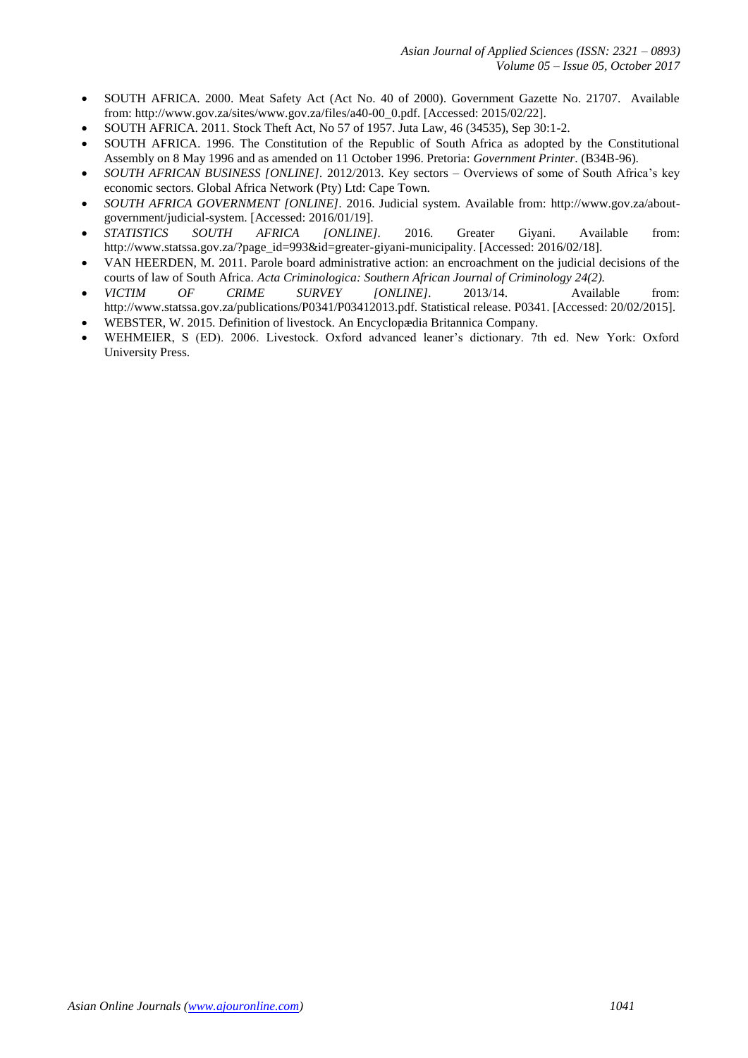- SOUTH AFRICA. 2000. Meat Safety Act (Act No. 40 of 2000). Government Gazette No. 21707. Available from: http://www.gov.za/sites/www.gov.za/files/a40-00_0.pdf. [Accessed: 2015/02/22].
- SOUTH AFRICA. 2011. Stock Theft Act, No 57 of 1957. Juta Law, 46 (34535), Sep 30:1-2.
- SOUTH AFRICA. 1996. The Constitution of the Republic of South Africa as adopted by the Constitutional Assembly on 8 May 1996 and as amended on 11 October 1996. Pretoria: *Government Printer*. (B34B-96).
- *SOUTH AFRICAN BUSINESS [ONLINE]*. 2012/2013. Key sectors – Overviews of some of South Africa's key economic sectors. Global Africa Network (Pty) Ltd: Cape Town.
- *SOUTH AFRICA GOVERNMENT [ONLINE]*. 2016. Judicial system. Available from: http://www.gov.za/about-government/judicial-system. [Accessed: 2016/01/19].
- *STATISTICS SOUTH AFRICA [ONLINE]*. 2016. Greater Giyani. Available from: http://www.statssa.gov.za/?page_id=993&id=greater-giyani-municipality. [Accessed: 2016/02/18].
- VAN HEERDEN, M. 2011. Parole board administrative action: an encroachment on the judicial decisions of the courts of law of South Africa. *Acta Criminologica: Southern African Journal of Criminology 24(2).*
- *VICTIM OF CRIME SURVEY [ONLINE]*. 2013/14. Available from: http://www.statssa.gov.za/publications/P0341/P03412013.pdf. Statistical release. P0341. [Accessed: 20/02/2015].
- WEBSTER, W. 2015. Definition of livestock. An Encyclopædia Britannica Company.
- WEHMEIER, S (ED). 2006. Livestock. Oxford advanced leaner's dictionary. 7th ed. New York: Oxford University Press.